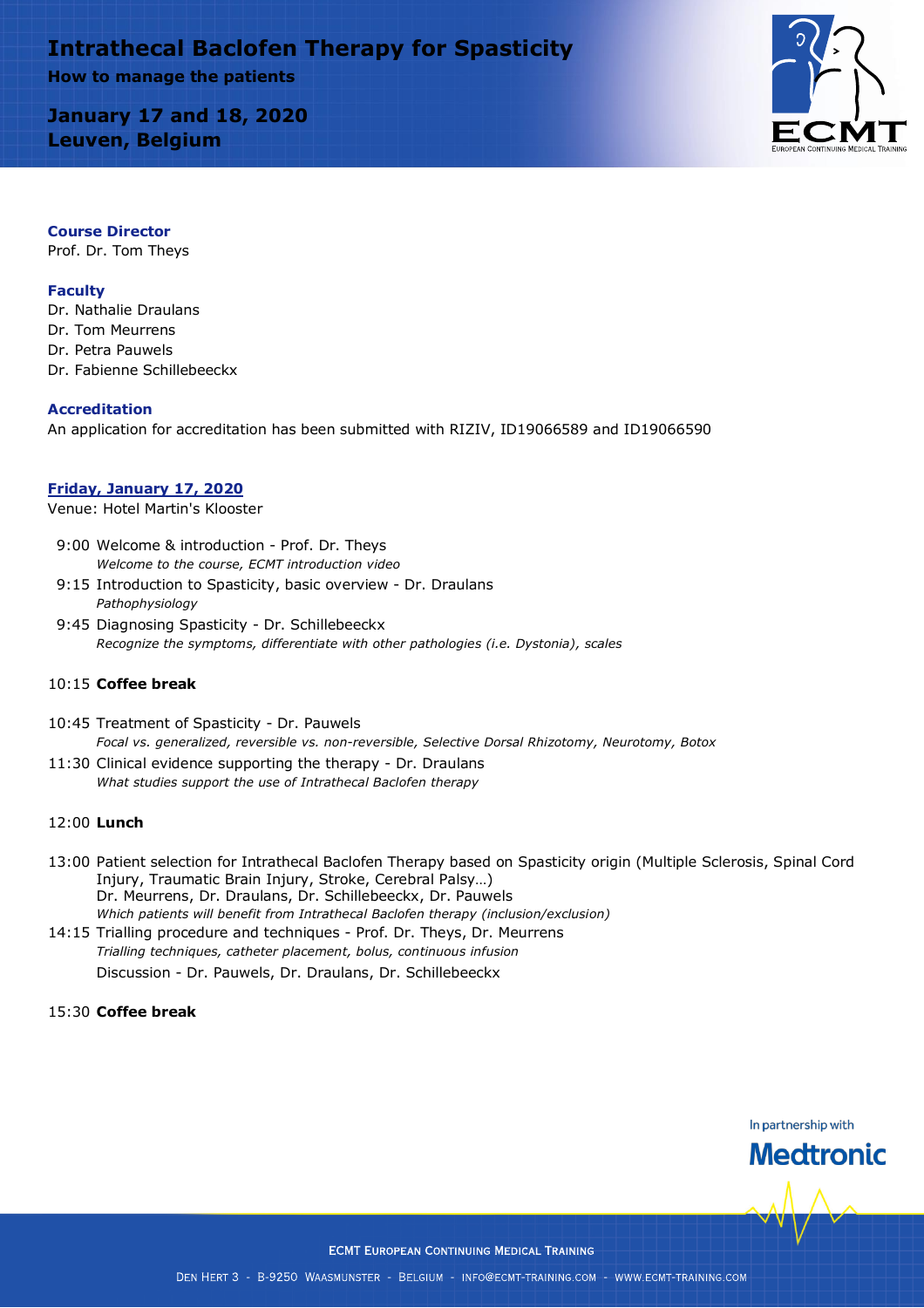# Intrathecal Baclofen Therapy for Spasticity

**How to manage the patients**

**January 17 and 18, 2020**
**Leuven, Belgium**

### Course Director

Prof. Dr. Tom Theys

### Faculty

Dr. Nathalie Draulans
Dr. Tom Meurrens
Dr. Petra Pauwels
Dr. Fabienne Schillebeeckx

### Accreditation

An application for accreditation has been submitted with RIZIV, ID19066589 and ID19066590

### Friday, January 17, 2020

Venue: Hotel Martin's Klooster

9:00 Welcome & introduction - Prof. Dr. Theys
*Welcome to the course, ECMT introduction video*

9:15 Introduction to Spasticity, basic overview - Dr. Draulans
*Pathophysiology*

9:45 Diagnosing Spasticity - Dr. Schillebeeckx
*Recognize the symptoms, differentiate with other pathologies (i.e. Dystonia), scales*

10:15 **Coffee break**

10:45 Treatment of Spasticity - Dr. Pauwels
*Focal vs. generalized, reversible vs. non-reversible, Selective Dorsal Rhizotomy, Neurotomy, Botox*

11:30 Clinical evidence supporting the therapy - Dr. Draulans
*What studies support the use of Intrathecal Baclofen therapy*

12:00 **Lunch**

13:00 Patient selection for Intrathecal Baclofen Therapy based on Spasticity origin (Multiple Sclerosis, Spinal Cord Injury, Traumatic Brain Injury, Stroke, Cerebral Palsy…)
Dr. Meurrens, Dr. Draulans, Dr. Schillebeeckx, Dr. Pauwels
*Which patients will benefit from Intrathecal Baclofen therapy (inclusion/exclusion)*

14:15 Trialling procedure and techniques - Prof. Dr. Theys, Dr. Meurrens
*Trialling techniques, catheter placement, bolus, continuous infusion*
Discussion - Dr. Pauwels, Dr. Draulans, Dr. Schillebeeckx

15:30 **Coffee break**

In partnership with Medtronic

ECMT European Continuing Medical Training

Den Hert 3 - B-9250 Waasmunster - Belgium - info@ecmt-training.com - www.ecmt-training.com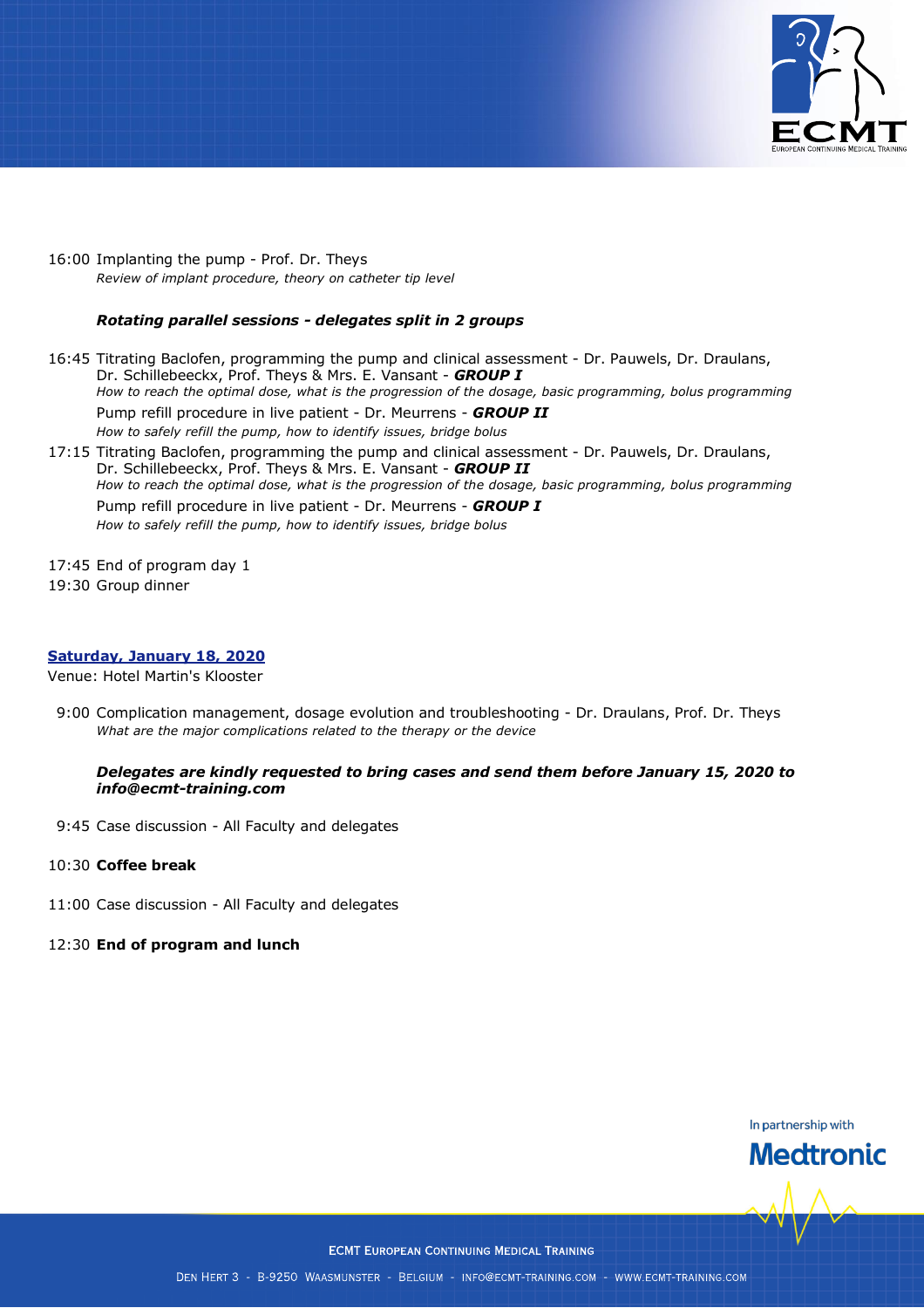16:00 Implanting the pump - Prof. Dr. Theys
*Review of implant procedure, theory on catheter tip level*

***Rotating parallel sessions - delegates split in 2 groups***

16:45 Titrating Baclofen, programming the pump and clinical assessment - Dr. Pauwels, Dr. Draulans, Dr. Schillebeeckx, Prof. Theys & Mrs. E. Vansant - ***GROUP I***
*How to reach the optimal dose, what is the progression of the dosage, basic programming, bolus programming*
Pump refill procedure in live patient - Dr. Meurrens - ***GROUP II***
*How to safely refill the pump, how to identify issues, bridge bolus*

17:15 Titrating Baclofen, programming the pump and clinical assessment - Dr. Pauwels, Dr. Draulans, Dr. Schillebeeckx, Prof. Theys & Mrs. E. Vansant - ***GROUP II***
*How to reach the optimal dose, what is the progression of the dosage, basic programming, bolus programming*
Pump refill procedure in live patient - Dr. Meurrens - ***GROUP I***
*How to safely refill the pump, how to identify issues, bridge bolus*

17:45 End of program day 1
19:30 Group dinner

**Saturday, January 18, 2020**
Venue: Hotel Martin's Klooster

9:00 Complication management, dosage evolution and troubleshooting - Dr. Draulans, Prof. Dr. Theys
*What are the major complications related to the therapy or the device*

***Delegates are kindly requested to bring cases and send them before January 15, 2020 to info@ecmt-training.com***

9:45 Case discussion - All Faculty and delegates

10:30 **Coffee break**

11:00 Case discussion - All Faculty and delegates

12:30 **End of program and lunch**

In partnership with Medtronic

ECMT European Continuing Medical Training
Den Hert 3 - B-9250 Waasmunster - Belgium - info@ecmt-training.com - www.ecmt-training.com